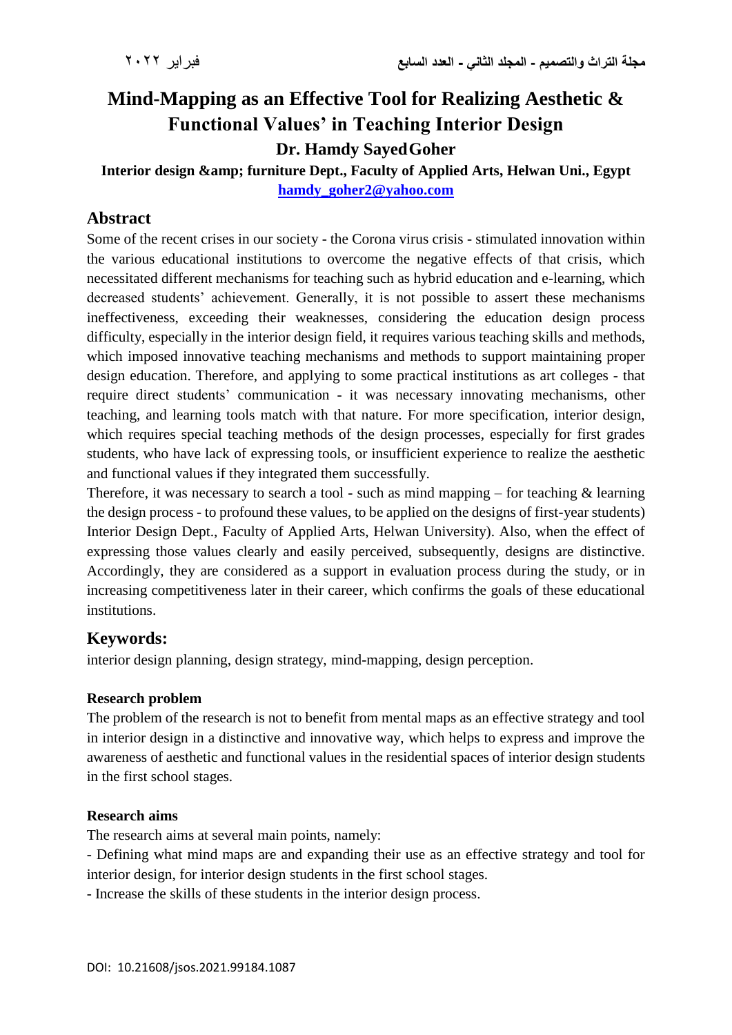# Mind-Mapping as an Effective Tool for Realizing Aesthetic & Functional Values' in Teaching Interior Design

**Dr. Hamdy Sayed Goher**

**Interior design &amp; furniture Dept., Faculty of Applied Arts, Helwan Uni., Egypt**

**hamdy_goher2@yahoo.com**

## Abstract

Some of the recent crises in our society - the Corona virus crisis - stimulated innovation within the various educational institutions to overcome the negative effects of that crisis, which necessitated different mechanisms for teaching such as hybrid education and e-learning, which decreased students' achievement. Generally, it is not possible to assert these mechanisms ineffectiveness, exceeding their weaknesses, considering the education design process difficulty, especially in the interior design field, it requires various teaching skills and methods, which imposed innovative teaching mechanisms and methods to support maintaining proper design education. Therefore, and applying to some practical institutions as art colleges - that require direct students' communication - it was necessary innovating mechanisms, other teaching, and learning tools match with that nature. For more specification, interior design, which requires special teaching methods of the design processes, especially for first grades students, who have lack of expressing tools, or insufficient experience to realize the aesthetic and functional values if they integrated them successfully.

Therefore, it was necessary to search a tool - such as mind mapping – for teaching & learning the design process - to profound these values, to be applied on the designs of first-year students) Interior Design Dept., Faculty of Applied Arts, Helwan University). Also, when the effect of expressing those values clearly and easily perceived, subsequently, designs are distinctive. Accordingly, they are considered as a support in evaluation process during the study, or in increasing competitiveness later in their career, which confirms the goals of these educational institutions.

## Keywords:

interior design planning, design strategy, mind-mapping, design perception.

**Research problem**

The problem of the research is not to benefit from mental maps as an effective strategy and tool in interior design in a distinctive and innovative way, which helps to express and improve the awareness of aesthetic and functional values in the residential spaces of interior design students in the first school stages.

**Research aims**

The research aims at several main points, namely:

- Defining what mind maps are and expanding their use as an effective strategy and tool for interior design, for interior design students in the first school stages.
- Increase the skills of these students in the interior design process.

DOI: 10.21608/jsos.2021.99184.1087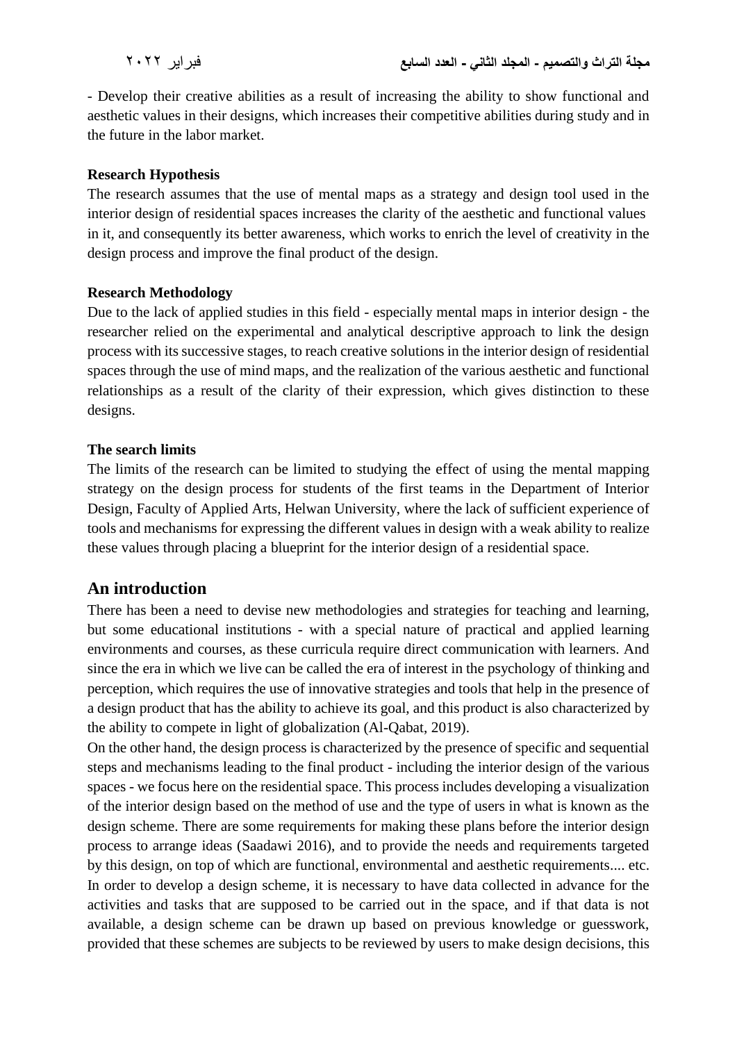- Develop their creative abilities as a result of increasing the ability to show functional and aesthetic values in their designs, which increases their competitive abilities during study and in the future in the labor market.

**Research Hypothesis**

The research assumes that the use of mental maps as a strategy and design tool used in the interior design of residential spaces increases the clarity of the aesthetic and functional values in it, and consequently its better awareness, which works to enrich the level of creativity in the design process and improve the final product of the design.

**Research Methodology**

Due to the lack of applied studies in this field - especially mental maps in interior design - the researcher relied on the experimental and analytical descriptive approach to link the design process with its successive stages, to reach creative solutions in the interior design of residential spaces through the use of mind maps, and the realization of the various aesthetic and functional relationships as a result of the clarity of their expression, which gives distinction to these designs.

**The search limits**

The limits of the research can be limited to studying the effect of using the mental mapping strategy on the design process for students of the first teams in the Department of Interior Design, Faculty of Applied Arts, Helwan University, where the lack of sufficient experience of tools and mechanisms for expressing the different values in design with a weak ability to realize these values through placing a blueprint for the interior design of a residential space.

## An introduction

There has been a need to devise new methodologies and strategies for teaching and learning, but some educational institutions - with a special nature of practical and applied learning environments and courses, as these curricula require direct communication with learners. And since the era in which we live can be called the era of interest in the psychology of thinking and perception, which requires the use of innovative strategies and tools that help in the presence of a design product that has the ability to achieve its goal, and this product is also characterized by the ability to compete in light of globalization (Al-Qabat, 2019).

On the other hand, the design process is characterized by the presence of specific and sequential steps and mechanisms leading to the final product - including the interior design of the various spaces - we focus here on the residential space. This process includes developing a visualization of the interior design based on the method of use and the type of users in what is known as the design scheme. There are some requirements for making these plans before the interior design process to arrange ideas (Saadawi 2016), and to provide the needs and requirements targeted by this design, on top of which are functional, environmental and aesthetic requirements.... etc. In order to develop a design scheme, it is necessary to have data collected in advance for the activities and tasks that are supposed to be carried out in the space, and if that data is not available, a design scheme can be drawn up based on previous knowledge or guesswork, provided that these schemes are subjects to be reviewed by users to make design decisions, this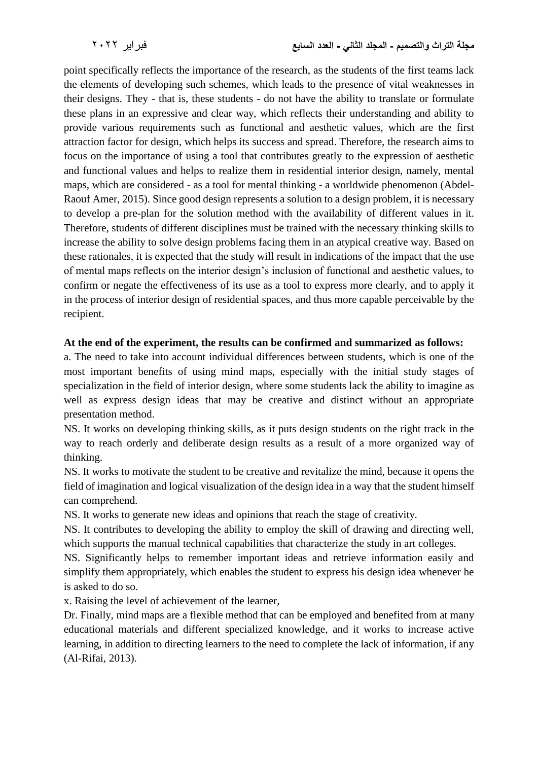point specifically reflects the importance of the research, as the students of the first teams lack the elements of developing such schemes, which leads to the presence of vital weaknesses in their designs. They - that is, these students - do not have the ability to translate or formulate these plans in an expressive and clear way, which reflects their understanding and ability to provide various requirements such as functional and aesthetic values, which are the first attraction factor for design, which helps its success and spread. Therefore, the research aims to focus on the importance of using a tool that contributes greatly to the expression of aesthetic and functional values and helps to realize them in residential interior design, namely, mental maps, which are considered - as a tool for mental thinking - a worldwide phenomenon (Abdel-Raouf Amer, 2015). Since good design represents a solution to a design problem, it is necessary to develop a pre-plan for the solution method with the availability of different values in it. Therefore, students of different disciplines must be trained with the necessary thinking skills to increase the ability to solve design problems facing them in an atypical creative way. Based on these rationales, it is expected that the study will result in indications of the impact that the use of mental maps reflects on the interior design's inclusion of functional and aesthetic values, to confirm or negate the effectiveness of its use as a tool to express more clearly, and to apply it in the process of interior design of residential spaces, and thus more capable perceivable by the recipient.

**At the end of the experiment, the results can be confirmed and summarized as follows:**

a. The need to take into account individual differences between students, which is one of the most important benefits of using mind maps, especially with the initial study stages of specialization in the field of interior design, where some students lack the ability to imagine as well as express design ideas that may be creative and distinct without an appropriate presentation method.

NS. It works on developing thinking skills, as it puts design students on the right track in the way to reach orderly and deliberate design results as a result of a more organized way of thinking.

NS. It works to motivate the student to be creative and revitalize the mind, because it opens the field of imagination and logical visualization of the design idea in a way that the student himself can comprehend.

NS. It works to generate new ideas and opinions that reach the stage of creativity.

NS. It contributes to developing the ability to employ the skill of drawing and directing well, which supports the manual technical capabilities that characterize the study in art colleges.

NS. Significantly helps to remember important ideas and retrieve information easily and simplify them appropriately, which enables the student to express his design idea whenever he is asked to do so.

x. Raising the level of achievement of the learner,

Dr. Finally, mind maps are a flexible method that can be employed and benefited from at many educational materials and different specialized knowledge, and it works to increase active learning, in addition to directing learners to the need to complete the lack of information, if any (Al-Rifai, 2013).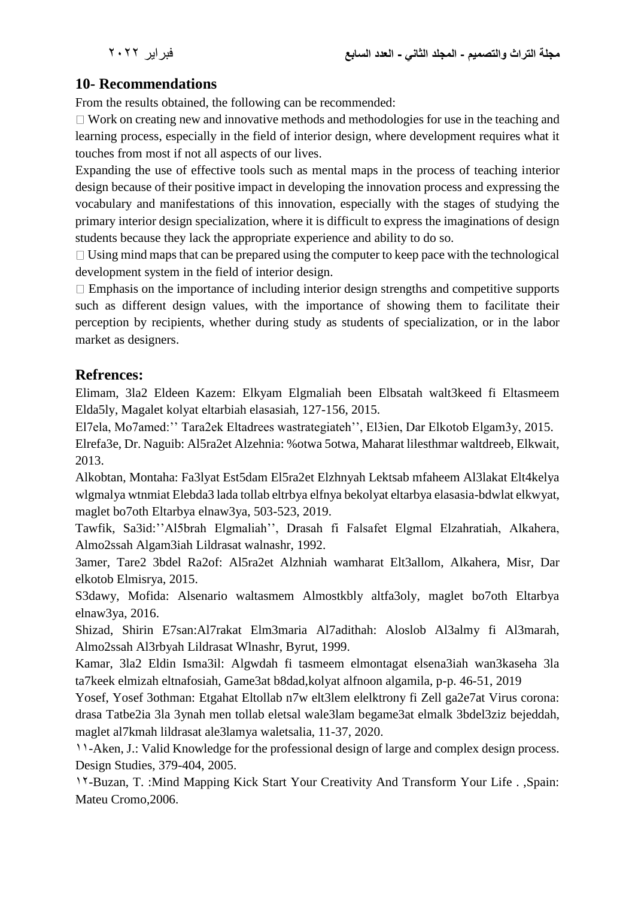## 10- Recommendations

From the results obtained, the following can be recommended:

-  Work on creating new and innovative methods and methodologies for use in the teaching and learning process, especially in the field of interior design, where development requires what it touches from most if not all aspects of our lives.

Expanding the use of effective tools such as mental maps in the process of teaching interior design because of their positive impact in developing the innovation process and expressing the vocabulary and manifestations of this innovation, especially with the stages of studying the primary interior design specialization, where it is difficult to express the imaginations of design students because they lack the appropriate experience and ability to do so.

-  Using mind maps that can be prepared using the computer to keep pace with the technological development system in the field of interior design.
-  Emphasis on the importance of including interior design strengths and competitive supports such as different design values, with the importance of showing them to facilitate their perception by recipients, whether during study as students of specialization, or in the labor market as designers.

## Refrences:

Elimam, 3la2 Eldeen Kazem: Elkyam Elgmaliah been Elbsatah walt3keed fi Eltasmeem Elda5ly, Magalet kolyat eltarbiah elasasiah, 127-156, 2015.

El7ela, Mo7amed:'' Tara2ek Eltadrees wastrategiateh'', El3ien, Dar Elkotob Elgam3y, 2015.

Elrefa3e, Dr. Naguib: Al5ra2et Alzehnia: %otwa 5otwa, Maharat lilesthmar waltdreeb, Elkwait, 2013.

Alkobtan, Montaha: Fa3lyat Est5dam El5ra2et Elzhnyah Lektsab mfaheem Al3lakat Elt4kelya wlgmalya wtnmiat Elebda3 lada tollab eltrbya elfnya bekolyat eltarbya elasasia-bdwlat elkwyat, maglet bo7oth Eltarbya elnaw3ya, 503-523, 2019.

Tawfik, Sa3id:''Al5brah Elgmaliah'', Drasah fi Falsafet Elgmal Elzahratiah, Alkahera, Almo2ssah Algam3iah Lildrasat walnashr, 1992.

3amer, Tare2 3bdel Ra2of: Al5ra2et Alzhniah wamharat Elt3allom, Alkahera, Misr, Dar elkotob Elmisrya, 2015.

S3dawy, Mofida: Alsenario waltasmem Almostkbly altfa3oly, maglet bo7oth Eltarbya elnaw3ya, 2016.

Shizad, Shirin E7san:Al7rakat Elm3maria Al7adithah: Aloslob Al3almy fi Al3marah, Almo2ssah Al3rbyah Lildrasat Wlnashr, Byrut, 1999.

Kamar, 3la2 Eldin Isma3il: Algwdah fi tasmeem elmontagat elsena3iah wan3kaseha 3la ta7keek elmizah eltnafosiah, Game3at b8dad,kolyat alfnoon algamila, p-p. 46-51, 2019

Yosef, Yosef 3othman: Etgahat Eltollab n7w elt3lem elelktrony fi Zell ga2e7at Virus corona: drasa Tatbe2ia 3la 3ynah men tollab eletsal wale3lam begame3at elmalk 3bdel3ziz bejeddah, maglet al7kmah lildrasat ale3lamya waletsalia, 11-37, 2020.

١١-Aken, J.: Valid Knowledge for the professional design of large and complex design process. Design Studies, 379-404, 2005.

١٢-Buzan, T. :Mind Mapping Kick Start Your Creativity And Transform Your Life . ,Spain: Mateu Cromo,2006.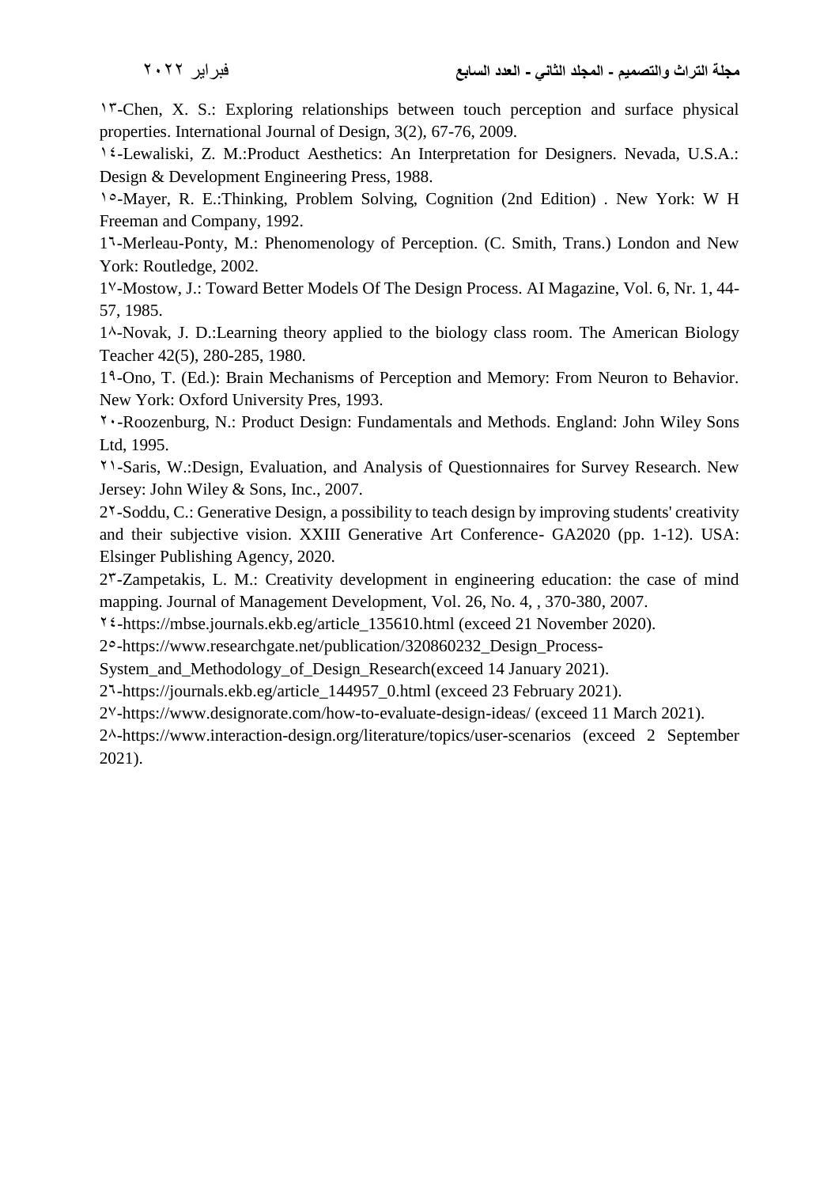١٣-Chen, X. S.: Exploring relationships between touch perception and surface physical properties. International Journal of Design, 3(2), 67-76, 2009.

١٤-Lewaliski, Z. M.:Product Aesthetics: An Interpretation for Designers. Nevada, U.S.A.: Design & Development Engineering Press, 1988.

١٥-Mayer, R. E.:Thinking, Problem Solving, Cognition (2nd Edition) . New York: W H Freeman and Company, 1992.

1٦-Merleau-Ponty, M.: Phenomenology of Perception. (C. Smith, Trans.) London and New York: Routledge, 2002.

1٧-Mostow, J.: Toward Better Models Of The Design Process. AI Magazine, Vol. 6, Nr. 1, 44-57, 1985.

1٨-Novak, J. D.:Learning theory applied to the biology class room. The American Biology Teacher 42(5), 280-285, 1980.

1٩-Ono, T. (Ed.): Brain Mechanisms of Perception and Memory: From Neuron to Behavior. New York: Oxford University Pres, 1993.

٢٠-Roozenburg, N.: Product Design: Fundamentals and Methods. England: John Wiley Sons Ltd, 1995.

٢١-Saris, W.:Design, Evaluation, and Analysis of Questionnaires for Survey Research. New Jersey: John Wiley & Sons, Inc., 2007.

2٢-Soddu, C.: Generative Design, a possibility to teach design by improving students' creativity and their subjective vision. XXIII Generative Art Conference- GA2020 (pp. 1-12). USA: Elsinger Publishing Agency, 2020.

2٣-Zampetakis, L. M.: Creativity development in engineering education: the case of mind mapping. Journal of Management Development, Vol. 26, No. 4, , 370-380, 2007.

٢٤-https://mbse.journals.ekb.eg/article_135610.html (exceed 21 November 2020).

2٥-https://www.researchgate.net/publication/320860232_Design_Process-System_and_Methodology_of_Design_Research(exceed 14 January 2021).

2٦-https://journals.ekb.eg/article_144957_0.html (exceed 23 February 2021).

2٧-https://www.designorate.com/how-to-evaluate-design-ideas/ (exceed 11 March 2021).

2٨-https://www.interaction-design.org/literature/topics/user-scenarios (exceed 2 September 2021).